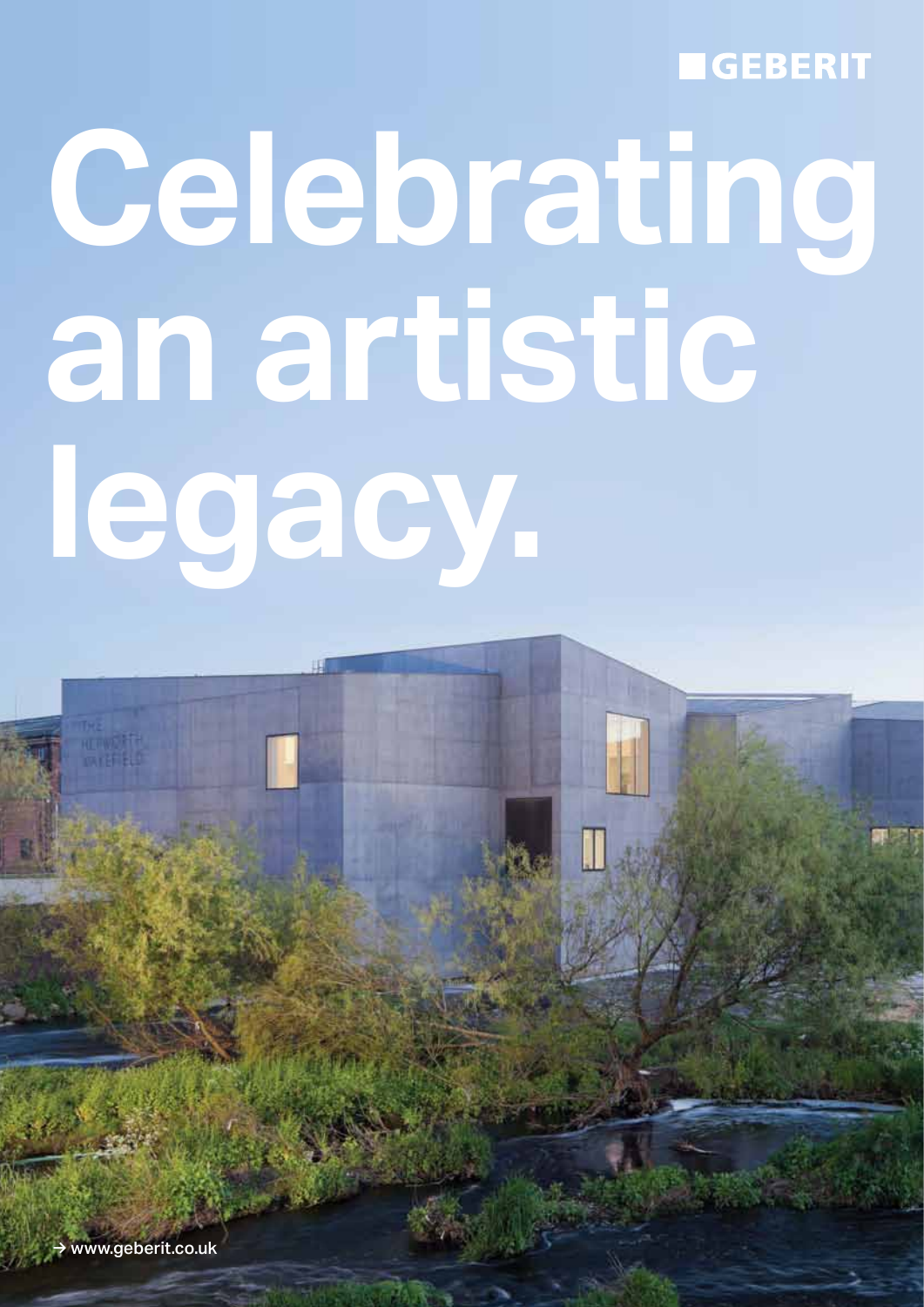GEBERIT

# Celebrating an artistic legacy.

→ www.geberit.co.uk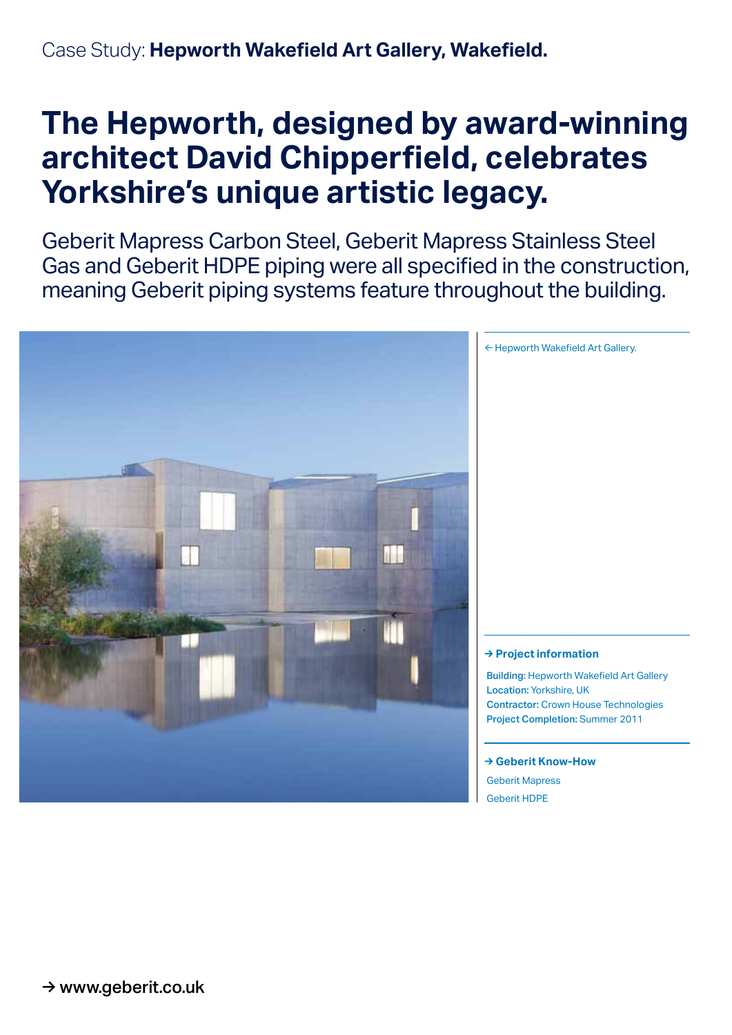Case Study: **Hepworth Wakefield Art Gallery, Wakefield.**

# The Hepworth, designed by award-winning architect David Chipperfield, celebrates Yorkshire's unique artistic legacy.

Geberit Mapress Carbon Steel, Geberit Mapress Stainless Steel Gas and Geberit HDPE piping were all specified in the construction, meaning Geberit piping systems feature throughout the building.

← Hepworth Wakefield Art Gallery.

**→ Project information**

**Building:** Hepworth Wakefield Art Gallery
**Location:** Yorkshire, UK
**Contractor:** Crown House Technologies
**Project Completion:** Summer 2011

**→ Geberit Know-How**

Geberit Mapress
Geberit HDPE

→ www.geberit.co.uk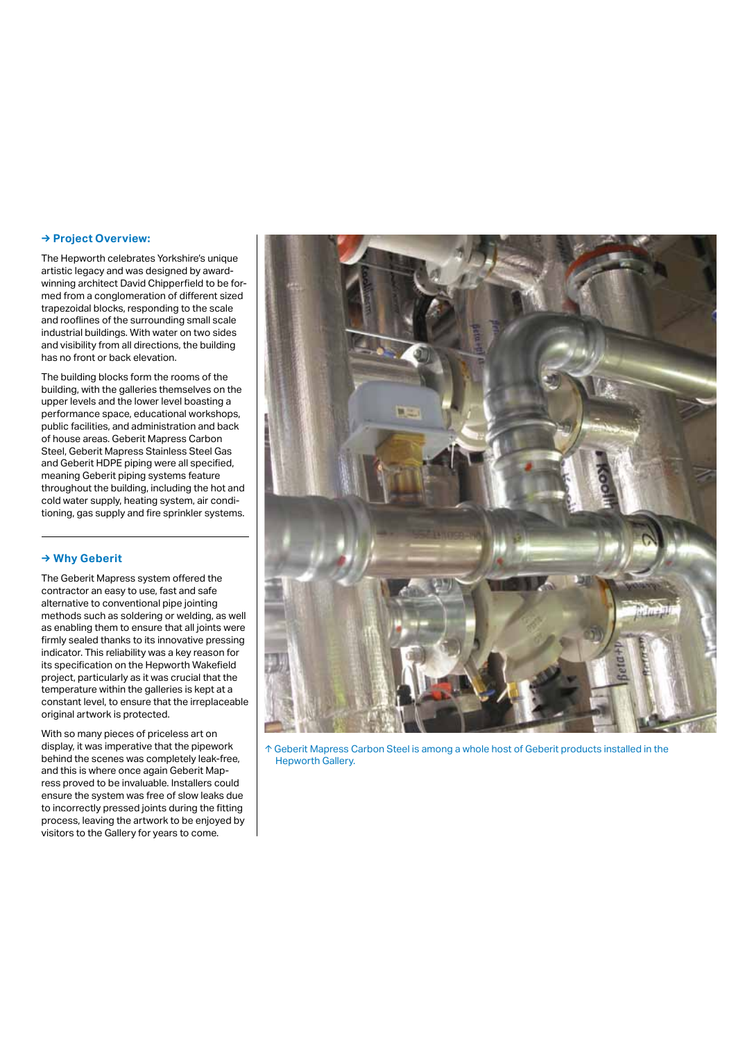## → Project Overview:

The Hepworth celebrates Yorkshire's unique artistic legacy and was designed by award-winning architect David Chipperfield to be formed from a conglomeration of different sized trapezoidal blocks, responding to the scale and rooflines of the surrounding small scale industrial buildings. With water on two sides and visibility from all directions, the building has no front or back elevation.

The building blocks form the rooms of the building, with the galleries themselves on the upper levels and the lower level boasting a performance space, educational workshops, public facilities, and administration and back of house areas. Geberit Mapress Carbon Steel, Geberit Mapress Stainless Steel Gas and Geberit HDPE piping were all specified, meaning Geberit piping systems feature throughout the building, including the hot and cold water supply, heating system, air conditioning, gas supply and fire sprinkler systems.

## → Why Geberit

The Geberit Mapress system offered the contractor an easy to use, fast and safe alternative to conventional pipe jointing methods such as soldering or welding, as well as enabling them to ensure that all joints were firmly sealed thanks to its innovative pressing indicator. This reliability was a key reason for its specification on the Hepworth Wakefield project, particularly as it was crucial that the temperature within the galleries is kept at a constant level, to ensure that the irreplaceable original artwork is protected.

With so many pieces of priceless art on display, it was imperative that the pipework behind the scenes was completely leak-free, and this is where once again Geberit Mapress proved to be invaluable. Installers could ensure the system was free of slow leaks due to incorrectly pressed joints during the fitting process, leaving the artwork to be enjoyed by visitors to the Gallery for years to come.

↑ Geberit Mapress Carbon Steel is among a whole host of Geberit products installed in the Hepworth Gallery.